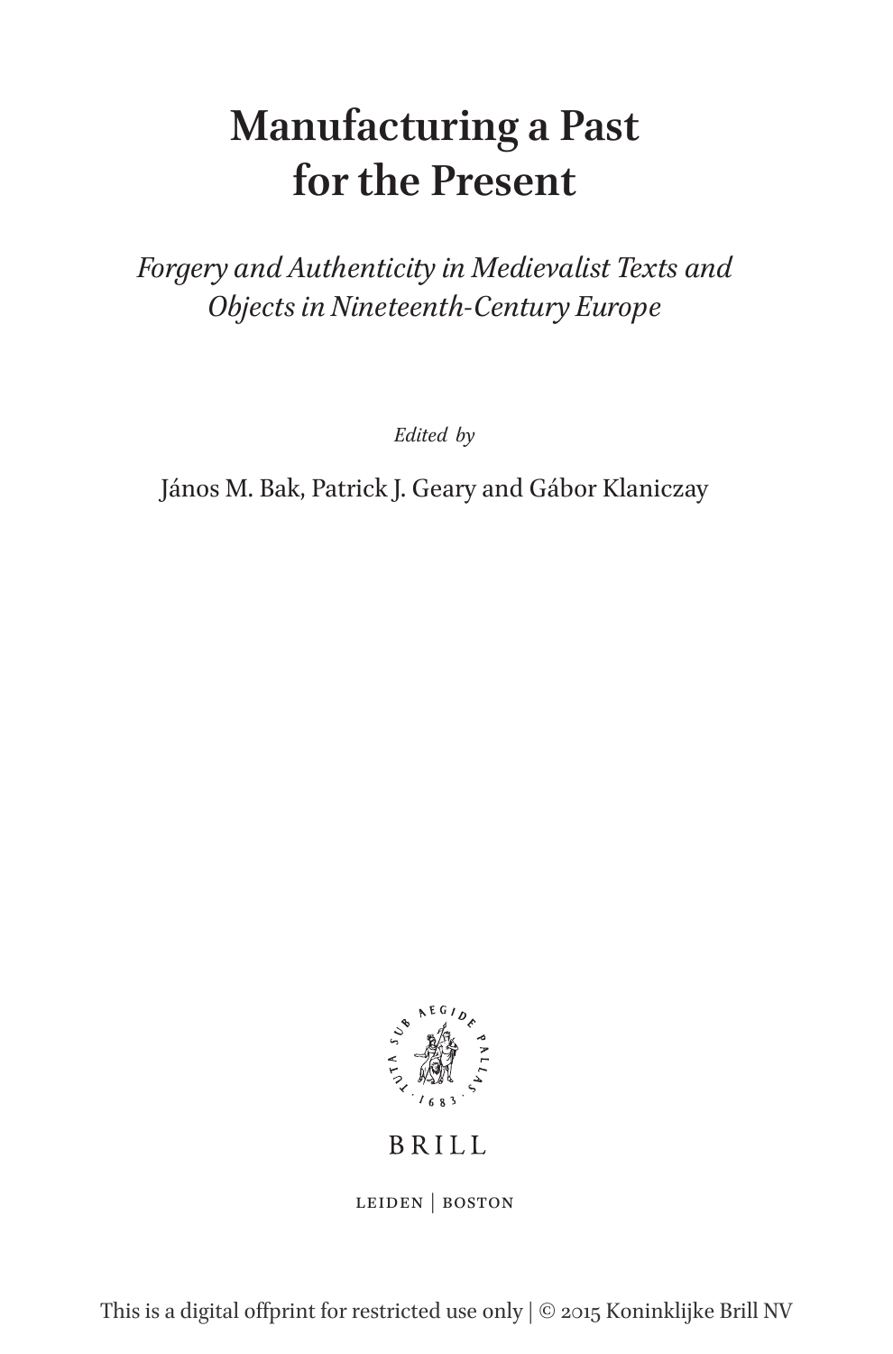# Manufacturing a Past for the Present

*Forgery and Authenticity in Medievalist Texts and Objects in Nineteenth-Century Europe*

*Edited by*

János M. Bak, Patrick J. Geary and Gábor Klaniczay

TUTA SUB AEGIDE PALLAS · 1683 ·

BRILL

LEIDEN | BOSTON

This is a digital offprint for restricted use only | © 2015 Koninklijke Brill NV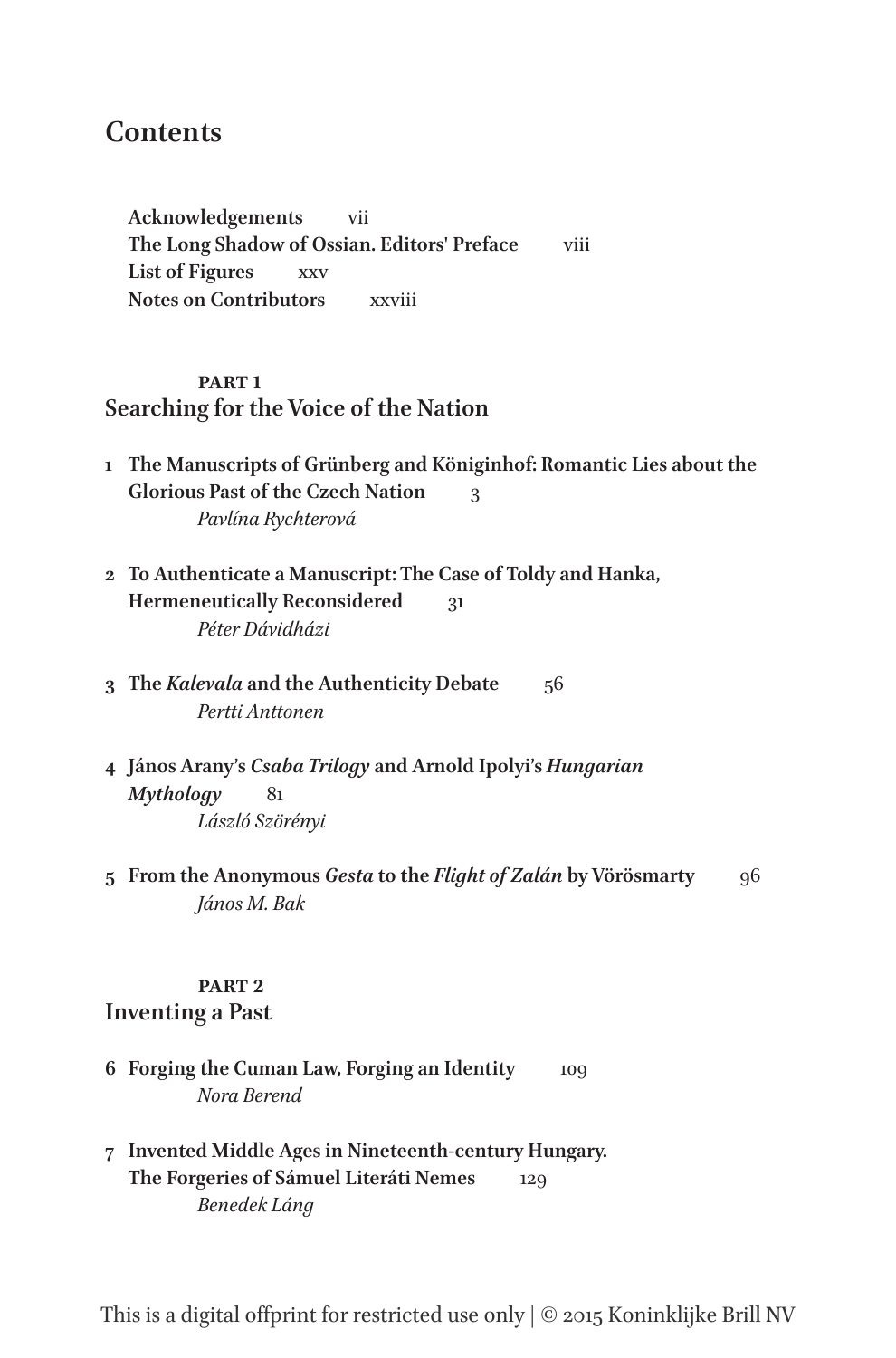# Contents

**Acknowledgements** vii
**The Long Shadow of Ossian. Editors' Preface** viii
**List of Figures** xxv
**Notes on Contributors** xxviii

## PART 1
## Searching for the Voice of the Nation

1 **The Manuscripts of Grünberg and Königinhof: Romantic Lies about the Glorious Past of the Czech Nation** 3
*Pavlína Rychterová*

2 **To Authenticate a Manuscript: The Case of Toldy and Hanka, Hermeneutically Reconsidered** 31
*Péter Dávidházi*

3 **The *Kalevala* and the Authenticity Debate** 56
*Pertti Anttonen*

4 **János Arany's *Csaba Trilogy* and Arnold Ipolyi's *Hungarian Mythology*** 81
*László Szörényi*

5 **From the Anonymous *Gesta* to the *Flight of Zalán* by Vörösmarty** 96
*János M. Bak*

## PART 2
## Inventing a Past

6 **Forging the Cuman Law, Forging an Identity** 109
*Nora Berend*

7 **Invented Middle Ages in Nineteenth-century Hungary. The Forgeries of Sámuel Literáti Nemes** 129
*Benedek Láng*

This is a digital offprint for restricted use only | © 2015 Koninklijke Brill NV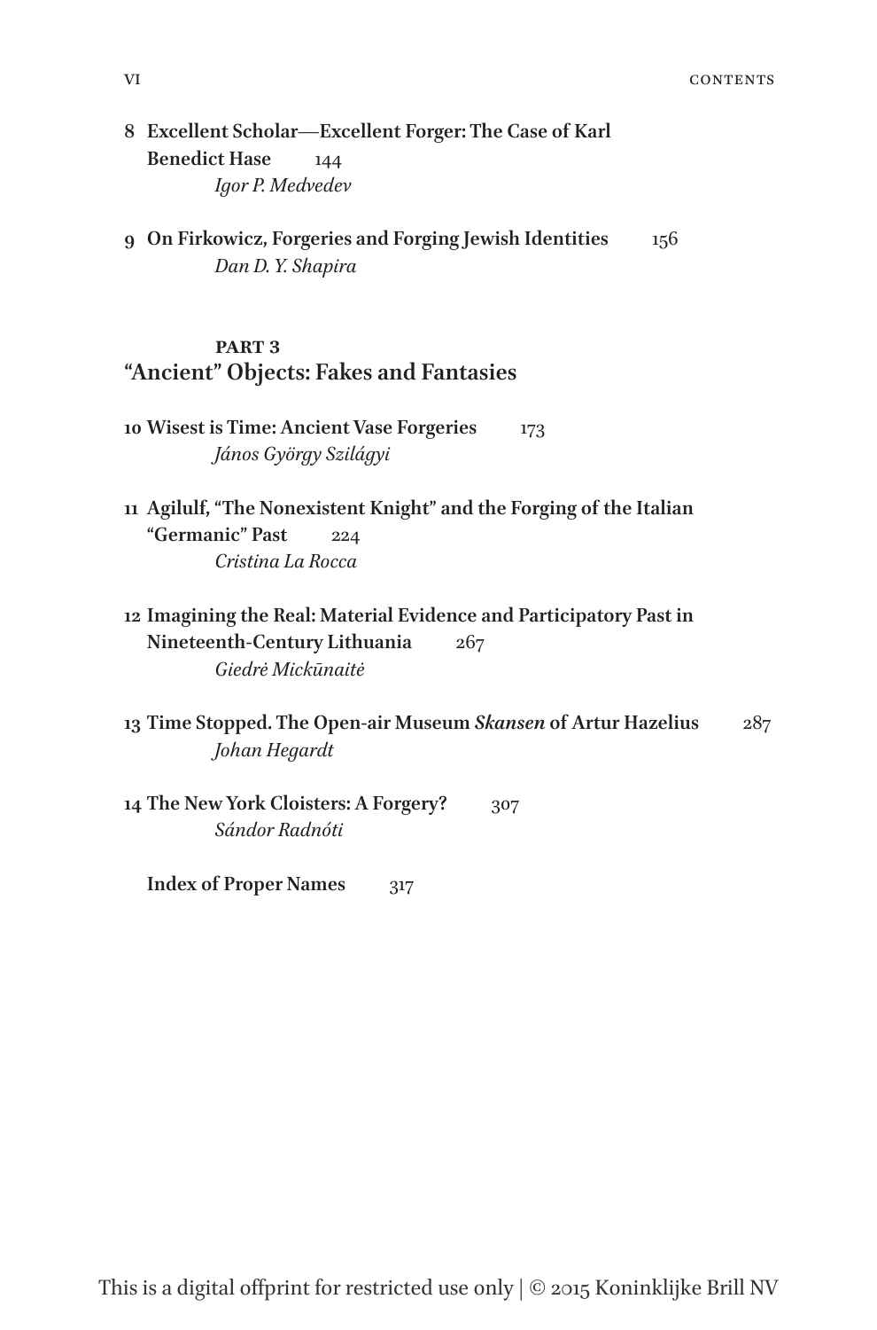8 **Excellent Scholar—Excellent Forger: The Case of Karl Benedict Hase** 144
*Igor P. Medvedev*

9 **On Firkowicz, Forgeries and Forging Jewish Identities** 156
*Dan D. Y. Shapira*

## PART 3
## "Ancient" Objects: Fakes and Fantasies

10 **Wisest is Time: Ancient Vase Forgeries** 173
*János György Szilágyi*

11 **Agilulf, "The Nonexistent Knight" and the Forging of the Italian "Germanic" Past** 224
*Cristina La Rocca*

12 **Imagining the Real: Material Evidence and Participatory Past in Nineteenth-Century Lithuania** 267
*Giedrė Mickūnaitė*

13 **Time Stopped. The Open-air Museum *Skansen* of Artur Hazelius** 287
*Johan Hegardt*

14 **The New York Cloisters: A Forgery?** 307
*Sándor Radnóti*

**Index of Proper Names** 317

This is a digital offprint for restricted use only | © 2015 Koninklijke Brill NV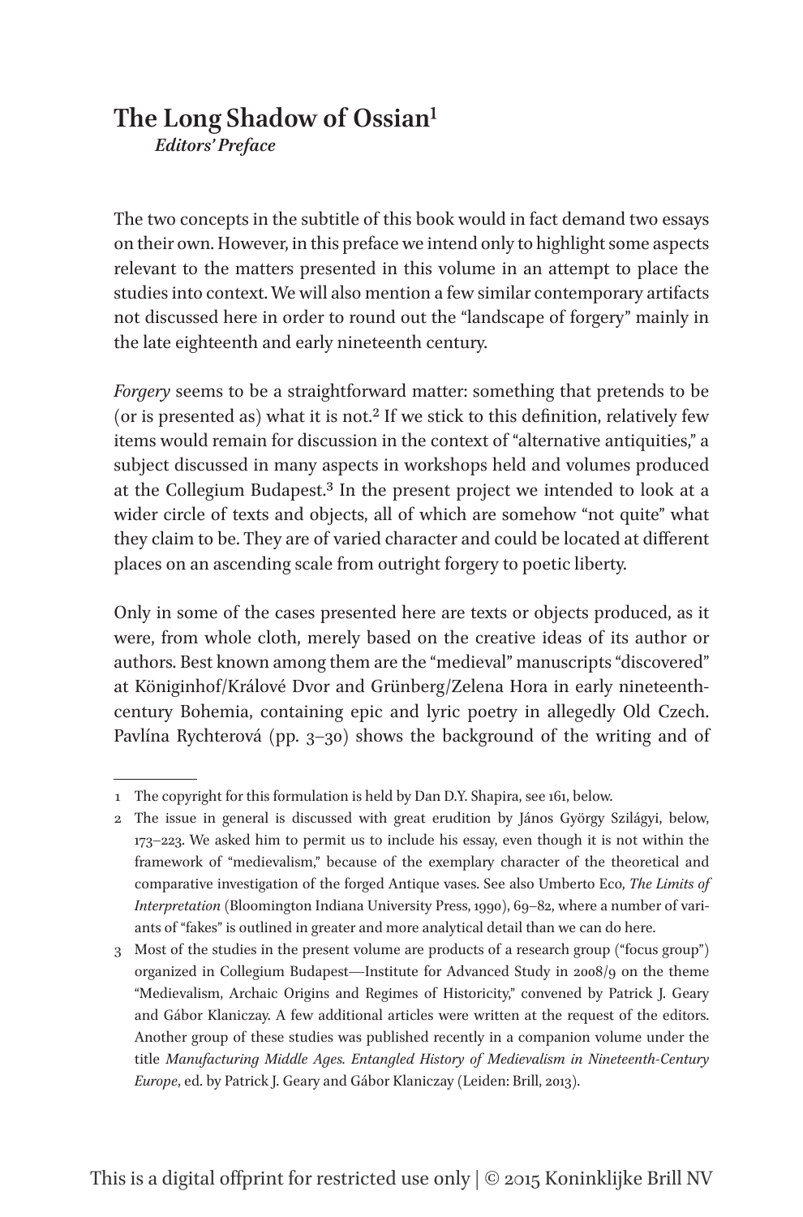# The Long Shadow of Ossian[1]

*Editors' Preface*

The two concepts in the subtitle of this book would in fact demand two essays on their own. However, in this preface we intend only to highlight some aspects relevant to the matters presented in this volume in an attempt to place the studies into context. We will also mention a few similar contemporary artifacts not discussed here in order to round out the "landscape of forgery" mainly in the late eighteenth and early nineteenth century.

*Forgery* seems to be a straightforward matter: something that pretends to be (or is presented as) what it is not.[2] If we stick to this definition, relatively few items would remain for discussion in the context of "alternative antiquities," a subject discussed in many aspects in workshops held and volumes produced at the Collegium Budapest.[3] In the present project we intended to look at a wider circle of texts and objects, all of which are somehow "not quite" what they claim to be. They are of varied character and could be located at different places on an ascending scale from outright forgery to poetic liberty.

Only in some of the cases presented here are texts or objects produced, as it were, from whole cloth, merely based on the creative ideas of its author or authors. Best known among them are the "medieval" manuscripts "discovered" at Königinhof/Králové Dvor and Grünberg/Zelena Hora in early nineteenth-century Bohemia, containing epic and lyric poetry in allegedly Old Czech. Pavlína Rychterová (pp. 3–30) shows the background of the writing and of

---

1 The copyright for this formulation is held by Dan D.Y. Shapira, see 161, below.

2 The issue in general is discussed with great erudition by János György Szilágyi, below, 173–223. We asked him to permit us to include his essay, even though it is not within the framework of "medievalism," because of the exemplary character of the theoretical and comparative investigation of the forged Antique vases. See also Umberto Eco, *The Limits of Interpretation* (Bloomington Indiana University Press, 1990), 69–82, where a number of variants of "fakes" is outlined in greater and more analytical detail than we can do here.

3 Most of the studies in the present volume are products of a research group ("focus group") organized in Collegium Budapest—Institute for Advanced Study in 2008/9 on the theme "Medievalism, Archaic Origins and Regimes of Historicity," convened by Patrick J. Geary and Gábor Klaniczay. A few additional articles were written at the request of the editors. Another group of these studies was published recently in a companion volume under the title *Manufacturing Middle Ages. Entangled History of Medievalism in Nineteenth-Century Europe*, ed. by Patrick J. Geary and Gábor Klaniczay (Leiden: Brill, 2013).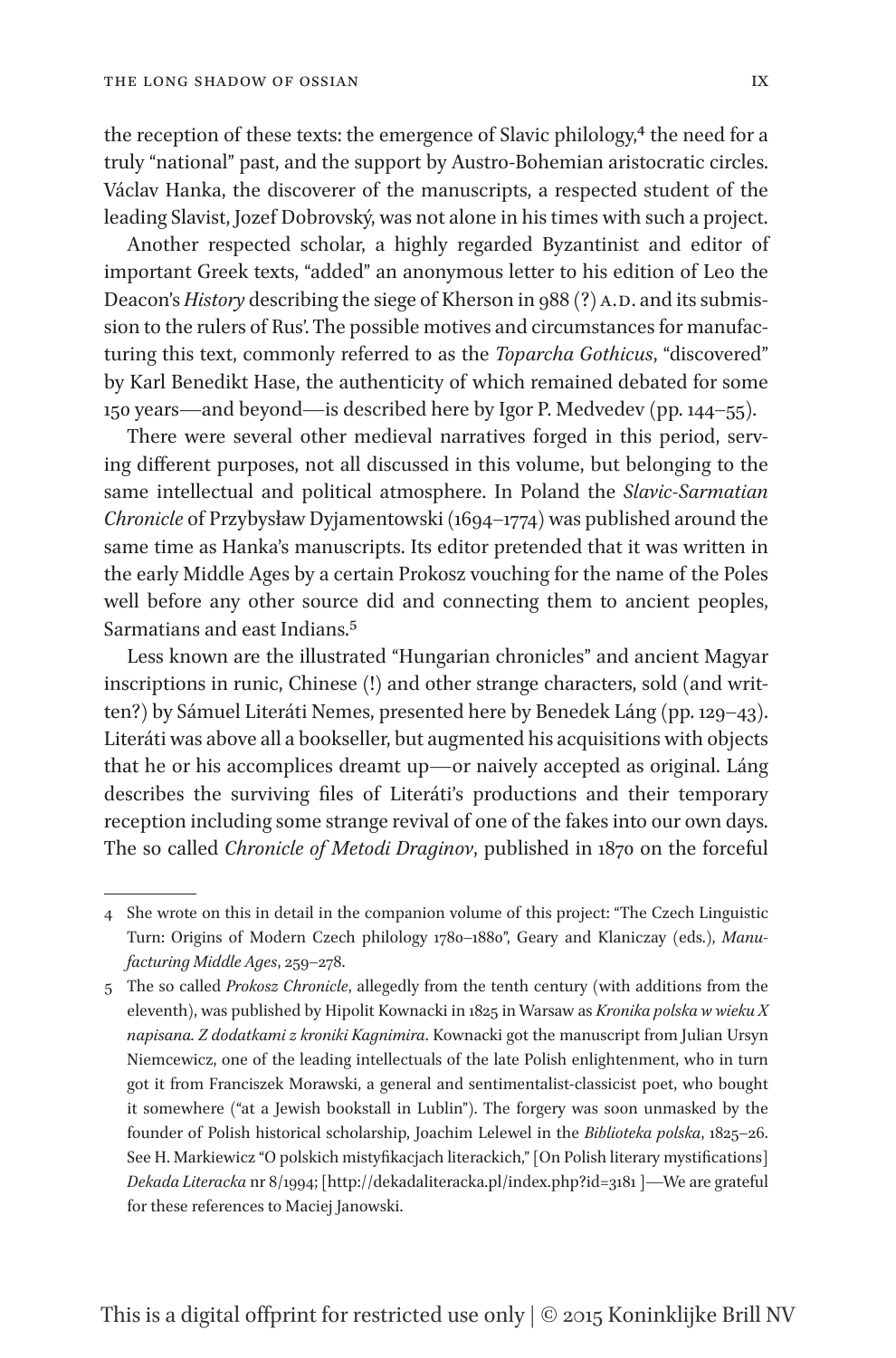the reception of these texts: the emergence of Slavic philology,[4] the need for a truly "national" past, and the support by Austro-Bohemian aristocratic circles. Václav Hanka, the discoverer of the manuscripts, a respected student of the leading Slavist, Jozef Dobrovský, was not alone in his times with such a project.

Another respected scholar, a highly regarded Byzantinist and editor of important Greek texts, "added" an anonymous letter to his edition of Leo the Deacon's *History* describing the siege of Kherson in 988 (?) A.D. and its submission to the rulers of Rus'. The possible motives and circumstances for manufacturing this text, commonly referred to as the *Toparcha Gothicus*, "discovered" by Karl Benedikt Hase, the authenticity of which remained debated for some 150 years—and beyond—is described here by Igor P. Medvedev (pp. 144–55).

There were several other medieval narratives forged in this period, serving different purposes, not all discussed in this volume, but belonging to the same intellectual and political atmosphere. In Poland the *Slavic-Sarmatian Chronicle* of Przybysław Dyjamentowski (1694–1774) was published around the same time as Hanka's manuscripts. Its editor pretended that it was written in the early Middle Ages by a certain Prokosz vouching for the name of the Poles well before any other source did and connecting them to ancient peoples, Sarmatians and east Indians.[5]

Less known are the illustrated "Hungarian chronicles" and ancient Magyar inscriptions in runic, Chinese (!) and other strange characters, sold (and written?) by Sámuel Literáti Nemes, presented here by Benedek Láng (pp. 129–43). Literáti was above all a bookseller, but augmented his acquisitions with objects that he or his accomplices dreamt up—or naively accepted as original. Láng describes the surviving files of Literáti's productions and their temporary reception including some strange revival of one of the fakes into our own days. The so called *Chronicle of Metodi Draginov*, published in 1870 on the forceful

---

4 She wrote on this in detail in the companion volume of this project: "The Czech Linguistic Turn: Origins of Modern Czech philology 1780–1880", Geary and Klaniczay (eds.), *Manufacturing Middle Ages*, 259–278.

5 The so called *Prokosz Chronicle*, allegedly from the tenth century (with additions from the eleventh), was published by Hipolit Kownacki in 1825 in Warsaw as *Kronika polska w wieku X napisana. Z dodatkami z kroniki Kagnimira*. Kownacki got the manuscript from Julian Ursyn Niemcewicz, one of the leading intellectuals of the late Polish enlightenment, who in turn got it from Franciszek Morawski, a general and sentimentalist-classicist poet, who bought it somewhere ("at a Jewish bookstall in Lublin"). The forgery was soon unmasked by the founder of Polish historical scholarship, Joachim Lelewel in the *Biblioteka polska*, 1825–26. See H. Markiewicz "O polskich mistyfikacjach literackich," [On Polish literary mystifications] *Dekada Literacka* nr 8/1994; [http://dekadaliteracka.pl/index.php?id=3181 ]—We are grateful for these references to Maciej Janowski.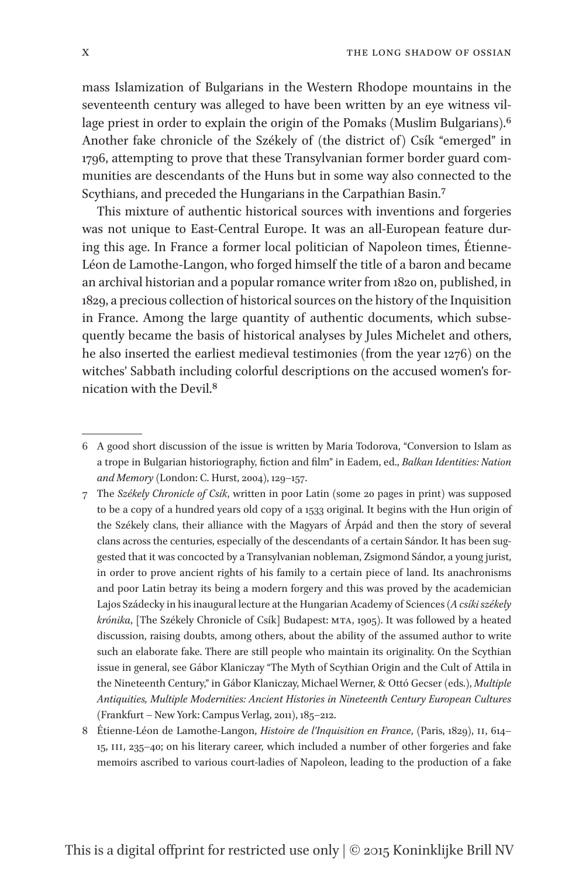mass Islamization of Bulgarians in the Western Rhodope mountains in the seventeenth century was alleged to have been written by an eye witness village priest in order to explain the origin of the Pomaks (Muslim Bulgarians).[6] Another fake chronicle of the Székely of (the district of) Csík "emerged" in 1796, attempting to prove that these Transylvanian former border guard communities are descendants of the Huns but in some way also connected to the Scythians, and preceded the Hungarians in the Carpathian Basin.[7]

This mixture of authentic historical sources with inventions and forgeries was not unique to East-Central Europe. It was an all-European feature during this age. In France a former local politician of Napoleon times, Étienne-Léon de Lamothe-Langon, who forged himself the title of a baron and became an archival historian and a popular romance writer from 1820 on, published, in 1829, a precious collection of historical sources on the history of the Inquisition in France. Among the large quantity of authentic documents, which subsequently became the basis of historical analyses by Jules Michelet and others, he also inserted the earliest medieval testimonies (from the year 1276) on the witches' Sabbath including colorful descriptions on the accused women's fornication with the Devil.[8]

---

6 A good short discussion of the issue is written by Maria Todorova, "Conversion to Islam as a trope in Bulgarian historiography, fiction and film" in Eadem, ed., *Balkan Identities: Nation and Memory* (London: C. Hurst, 2004), 129–157.

7 The *Székely Chronicle of Csík*, written in poor Latin (some 20 pages in print) was supposed to be a copy of a hundred years old copy of a 1533 original. It begins with the Hun origin of the Székely clans, their alliance with the Magyars of Árpád and then the story of several clans across the centuries, especially of the descendants of a certain Sándor. It has been suggested that it was concocted by a Transylvanian nobleman, Zsigmond Sándor, a young jurist, in order to prove ancient rights of his family to a certain piece of land. Its anachronisms and poor Latin betray its being a modern forgery and this was proved by the academician Lajos Szádecky in his inaugural lecture at the Hungarian Academy of Sciences (*A csíki székely krónika*, [The Székely Chronicle of Csík] Budapest: MTA, 1905). It was followed by a heated discussion, raising doubts, among others, about the ability of the assumed author to write such an elaborate fake. There are still people who maintain its originality. On the Scythian issue in general, see Gábor Klaniczay "The Myth of Scythian Origin and the Cult of Attila in the Nineteenth Century," in Gábor Klaniczay, Michael Werner, & Ottó Gecser (eds.), *Multiple Antiquities, Multiple Modernities: Ancient Histories in Nineteenth Century European Cultures* (Frankfurt – New York: Campus Verlag, 2011), 185–212.

8 Étienne-Léon de Lamothe-Langon, *Histoire de l'Inquisition en France*, (Paris, 1829), II, 614–15, III, 235–40; on his literary career, which included a number of other forgeries and fake memoirs ascribed to various court-ladies of Napoleon, leading to the production of a fake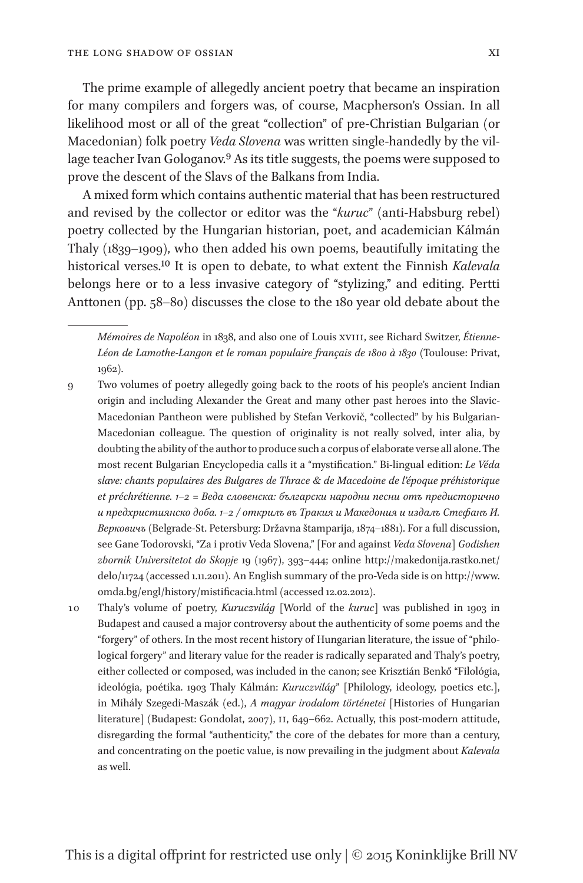The prime example of allegedly ancient poetry that became an inspiration for many compilers and forgers was, of course, Macpherson's Ossian. In all likelihood most or all of the great "collection" of pre-Christian Bulgarian (or Macedonian) folk poetry *Veda Slovena* was written single-handedly by the village teacher Ivan Gologanov.[9] As its title suggests, the poems were supposed to prove the descent of the Slavs of the Balkans from India.

A mixed form which contains authentic material that has been restructured and revised by the collector or editor was the "*kuruc*" (anti-Habsburg rebel) poetry collected by the Hungarian historian, poet, and academician Kálmán Thaly (1839–1909), who then added his own poems, beautifully imitating the historical verses.[10] It is open to debate, to what extent the Finnish *Kalevala* belongs here or to a less invasive category of "stylizing," and editing. Pertti Anttonen (pp. 58–80) discusses the close to the 180 year old debate about the

---

*Mémoires de Napoléon* in 1838, and also one of Louis XVIII, see Richard Switzer, *Étienne-Léon de Lamothe-Langon et le roman populaire français de 1800 à 1830* (Toulouse: Privat, 1962).

9 Two volumes of poetry allegedly going back to the roots of his people's ancient Indian origin and including Alexander the Great and many other past heroes into the Slavic-Macedonian Pantheon were published by Stefan Verkovič, "collected" by his Bulgarian-Macedonian colleague. The question of originality is not really solved, inter alia, by doubting the ability of the author to produce such a corpus of elaborate verse all alone. The most recent Bulgarian Encyclopedia calls it a "mystification." Bi-lingual edition: *Le Véda slave: chants populaires des Bulgares de Thrace & de Macedoine de l'époque préhistorique et préchrétienne. 1–2 = Веда словенска: български народни песни отъ предисторично и предхристиянско доба. 1–2 / открилъ въ Тракия и Македония и издалъ Стефанъ И. Верковичъ* (Belgrade-St. Petersburg: Državna štamparija, 1874–1881). For a full discussion, see Gane Todorovski, "Za i protiv Veda Slovena," [For and against *Veda Slovena*] *Godishen zbornik Universitetot do Skopje* 19 (1967), 393–444; online http://makedonija.rastko.net/delo/11724 (accessed 1.11.2011). An English summary of the pro-Veda side is on http://www.omda.bg/engl/history/mistificacia.html (accessed 12.02.2012).

10 Thaly's volume of poetry, *Kuruczvilág* [World of the *kuruc*] was published in 1903 in Budapest and caused a major controversy about the authenticity of some poems and the "forgery" of others. In the most recent history of Hungarian literature, the issue of "philological forgery" and literary value for the reader is radically separated and Thaly's poetry, either collected or composed, was included in the canon; see Krisztián Benkő "Filológia, ideológia, poétika. 1903 Thaly Kálmán: *Kuruczvilág*" [Philology, ideology, poetics etc.], in Mihály Szegedi-Maszák (ed.), *A magyar irodalom történetei* [Histories of Hungarian literature] (Budapest: Gondolat, 2007), II, 649–662. Actually, this post-modern attitude, disregarding the formal "authenticity," the core of the debates for more than a century, and concentrating on the poetic value, is now prevailing in the judgment about *Kalevala* as well.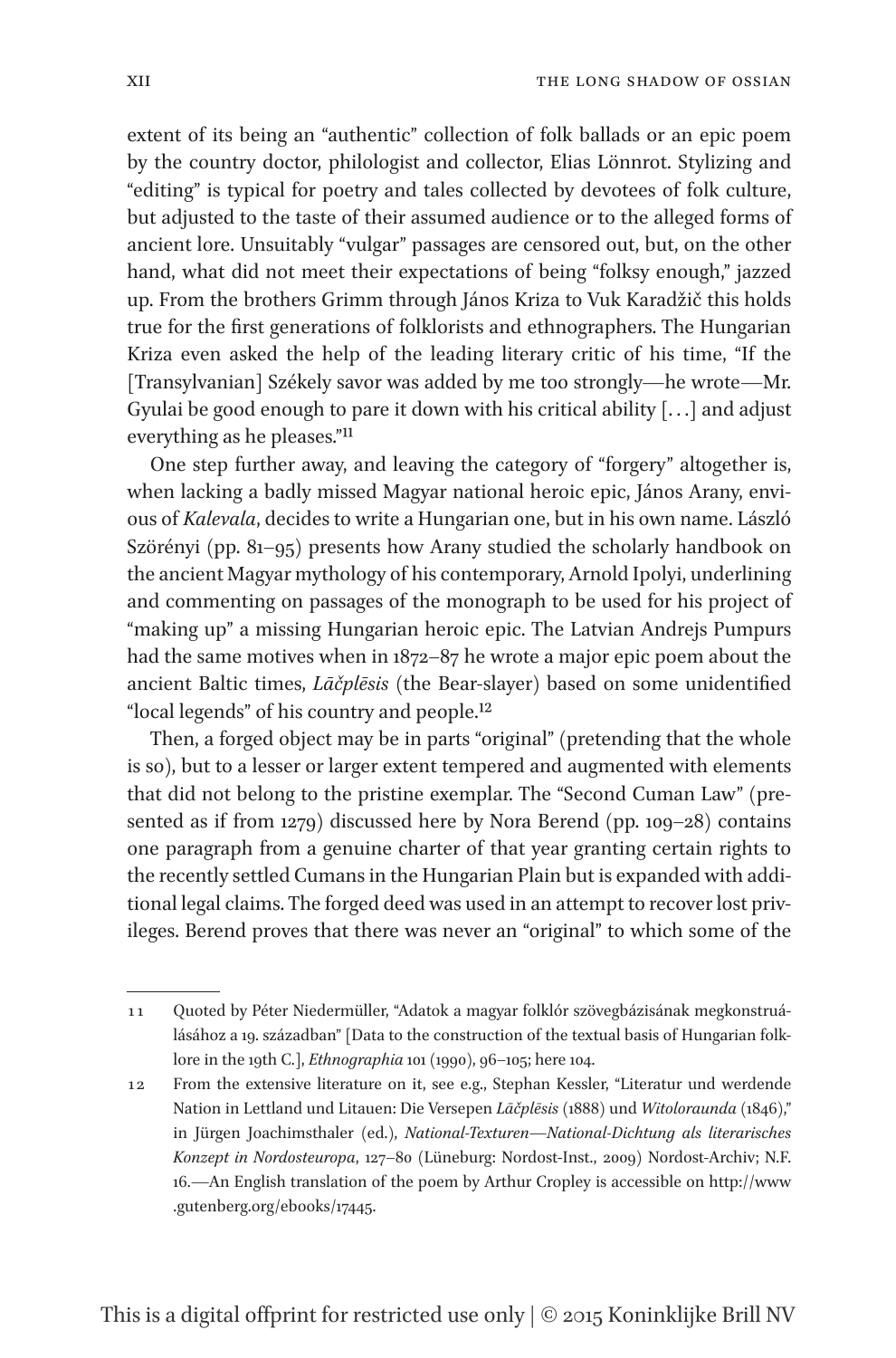extent of its being an "authentic" collection of folk ballads or an epic poem by the country doctor, philologist and collector, Elias Lönnrot. Stylizing and "editing" is typical for poetry and tales collected by devotees of folk culture, but adjusted to the taste of their assumed audience or to the alleged forms of ancient lore. Unsuitably "vulgar" passages are censored out, but, on the other hand, what did not meet their expectations of being "folksy enough," jazzed up. From the brothers Grimm through János Kriza to Vuk Karadžič this holds true for the first generations of folklorists and ethnographers. The Hungarian Kriza even asked the help of the leading literary critic of his time, "If the [Transylvanian] Székely savor was added by me too strongly—he wrote—Mr. Gyulai be good enough to pare it down with his critical ability [...] and adjust everything as he pleases."[11]

One step further away, and leaving the category of "forgery" altogether is, when lacking a badly missed Magyar national heroic epic, János Arany, envious of *Kalevala*, decides to write a Hungarian one, but in his own name. László Szörényi (pp. 81–95) presents how Arany studied the scholarly handbook on the ancient Magyar mythology of his contemporary, Arnold Ipolyi, underlining and commenting on passages of the monograph to be used for his project of "making up" a missing Hungarian heroic epic. The Latvian Andrejs Pumpurs had the same motives when in 1872–87 he wrote a major epic poem about the ancient Baltic times, *Lāčplēsis* (the Bear-slayer) based on some unidentified "local legends" of his country and people.[12]

Then, a forged object may be in parts "original" (pretending that the whole is so), but to a lesser or larger extent tempered and augmented with elements that did not belong to the pristine exemplar. The "Second Cuman Law" (presented as if from 1279) discussed here by Nora Berend (pp. 109–28) contains one paragraph from a genuine charter of that year granting certain rights to the recently settled Cumans in the Hungarian Plain but is expanded with additional legal claims. The forged deed was used in an attempt to recover lost privileges. Berend proves that there was never an "original" to which some of the

---

11 Quoted by Péter Niedermüller, "Adatok a magyar folklór szövegbázisának megkonstruálásához a 19. században" [Data to the construction of the textual basis of Hungarian folklore in the 19th C.], *Ethnographia* 101 (1990), 96–105; here 104.

12 From the extensive literature on it, see e.g., Stephan Kessler, "Literatur und werdende Nation in Lettland und Litauen: Die Versepen *Lāčplēsis* (1888) und *Witoloraunda* (1846)," in Jürgen Joachimsthaler (ed.), *National-Texturen—National-Dichtung als literarisches Konzept in Nordosteuropa*, 127–80 (Lüneburg: Nordost-Inst., 2009) Nordost-Archiv; N.F. 16.—An English translation of the poem by Arthur Cropley is accessible on http://www.gutenberg.org/ebooks/17445.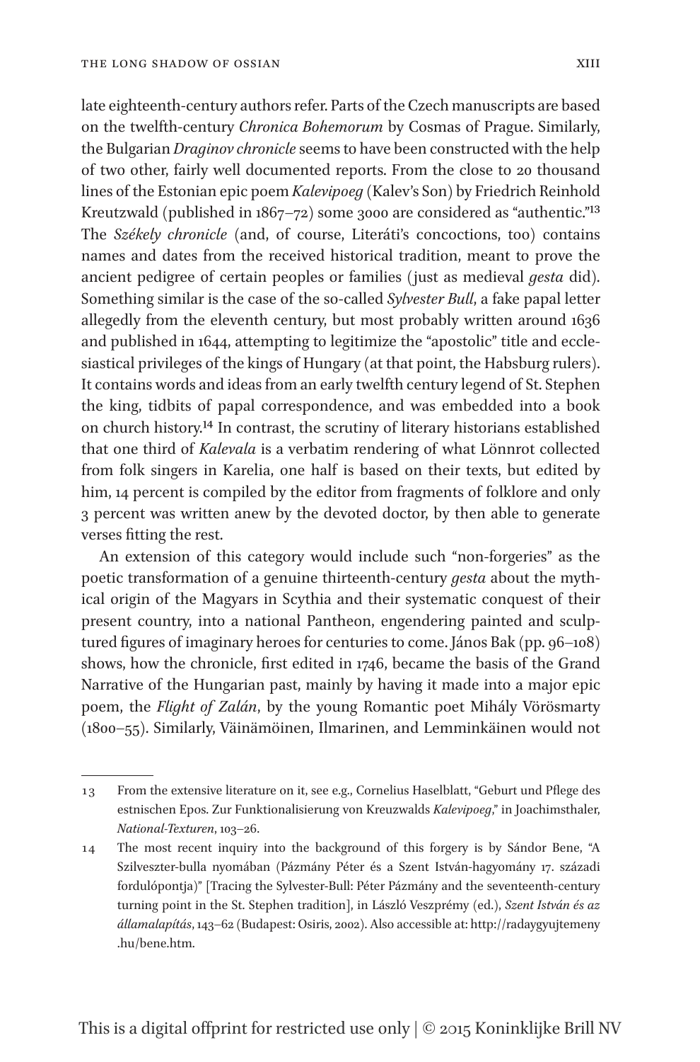late eighteenth-century authors refer. Parts of the Czech manuscripts are based on the twelfth-century *Chronica Bohemorum* by Cosmas of Prague. Similarly, the Bulgarian *Draginov chronicle* seems to have been constructed with the help of two other, fairly well documented reports. From the close to 20 thousand lines of the Estonian epic poem *Kalevipoeg* (Kalev's Son) by Friedrich Reinhold Kreutzwald (published in 1867–72) some 3000 are considered as "authentic."[13] The *Székely chronicle* (and, of course, Literáti's concoctions, too) contains names and dates from the received historical tradition, meant to prove the ancient pedigree of certain peoples or families (just as medieval *gesta* did). Something similar is the case of the so-called *Sylvester Bull*, a fake papal letter allegedly from the eleventh century, but most probably written around 1636 and published in 1644, attempting to legitimize the "apostolic" title and ecclesiastical privileges of the kings of Hungary (at that point, the Habsburg rulers). It contains words and ideas from an early twelfth century legend of St. Stephen the king, tidbits of papal correspondence, and was embedded into a book on church history.[14] In contrast, the scrutiny of literary historians established that one third of *Kalevala* is a verbatim rendering of what Lönnrot collected from folk singers in Karelia, one half is based on their texts, but edited by him, 14 percent is compiled by the editor from fragments of folklore and only 3 percent was written anew by the devoted doctor, by then able to generate verses fitting the rest.

An extension of this category would include such "non-forgeries" as the poetic transformation of a genuine thirteenth-century *gesta* about the mythical origin of the Magyars in Scythia and their systematic conquest of their present country, into a national Pantheon, engendering painted and sculptured figures of imaginary heroes for centuries to come. János Bak (pp. 96–108) shows, how the chronicle, first edited in 1746, became the basis of the Grand Narrative of the Hungarian past, mainly by having it made into a major epic poem, the *Flight of Zalán*, by the young Romantic poet Mihály Vörösmarty (1800–55). Similarly, Väinämöinen, Ilmarinen, and Lemminkäinen would not

---

13 From the extensive literature on it, see e.g., Cornelius Haselblatt, "Geburt und Pflege des estnischen Epos. Zur Funktionalisierung von Kreuzwalds *Kalevipoeg*," in Joachimsthaler, *National-Texturen*, 103–26.

14 The most recent inquiry into the background of this forgery is by Sándor Bene, "A Szilveszter-bulla nyomában (Pázmány Péter és a Szent István-hagyomány 17. századi fordulópontja)" [Tracing the Sylvester-Bull: Péter Pázmány and the seventeenth-century turning point in the St. Stephen tradition], in László Veszprémy (ed.), *Szent István és az államalapítás*, 143–62 (Budapest: Osiris, 2002). Also accessible at: http://radaygyujtemeny.hu/bene.htm.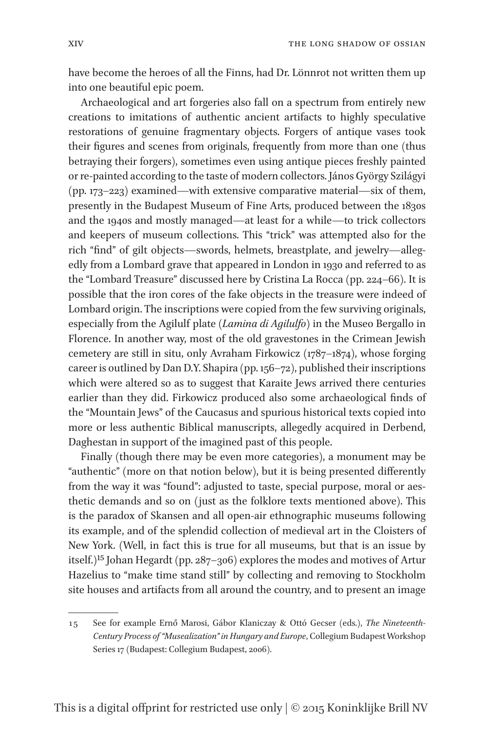have become the heroes of all the Finns, had Dr. Lönnrot not written them up into one beautiful epic poem.

Archaeological and art forgeries also fall on a spectrum from entirely new creations to imitations of authentic ancient artifacts to highly speculative restorations of genuine fragmentary objects. Forgers of antique vases took their figures and scenes from originals, frequently from more than one (thus betraying their forgers), sometimes even using antique pieces freshly painted or re-painted according to the taste of modern collectors. János György Szilágyi (pp. 173–223) examined—with extensive comparative material—six of them, presently in the Budapest Museum of Fine Arts, produced between the 1830s and the 1940s and mostly managed—at least for a while—to trick collectors and keepers of museum collections. This "trick" was attempted also for the rich "find" of gilt objects—swords, helmets, breastplate, and jewelry—allegedly from a Lombard grave that appeared in London in 1930 and referred to as the "Lombard Treasure" discussed here by Cristina La Rocca (pp. 224–66). It is possible that the iron cores of the fake objects in the treasure were indeed of Lombard origin. The inscriptions were copied from the few surviving originals, especially from the Agilulf plate (*Lamina di Agilulfo*) in the Museo Bergallo in Florence. In another way, most of the old gravestones in the Crimean Jewish cemetery are still in situ, only Avraham Firkowicz (1787–1874), whose forging career is outlined by Dan D.Y. Shapira (pp. 156–72), published their inscriptions which were altered so as to suggest that Karaite Jews arrived there centuries earlier than they did. Firkowicz produced also some archaeological finds of the "Mountain Jews" of the Caucasus and spurious historical texts copied into more or less authentic Biblical manuscripts, allegedly acquired in Derbend, Daghestan in support of the imagined past of this people.

Finally (though there may be even more categories), a monument may be "authentic" (more on that notion below), but it is being presented differently from the way it was "found": adjusted to taste, special purpose, moral or aesthetic demands and so on (just as the folklore texts mentioned above). This is the paradox of Skansen and all open-air ethnographic museums following its example, and of the splendid collection of medieval art in the Cloisters of New York. (Well, in fact this is true for all museums, but that is an issue by itself.)[15] Johan Hegardt (pp. 287–306) explores the modes and motives of Artur Hazelius to "make time stand still" by collecting and removing to Stockholm site houses and artifacts from all around the country, and to present an image

15 See for example Ernő Marosi, Gábor Klaniczay & Ottó Gecser (eds.), *The Nineteenth-Century Process of "Musealization" in Hungary and Europe*, Collegium Budapest Workshop Series 17 (Budapest: Collegium Budapest, 2006).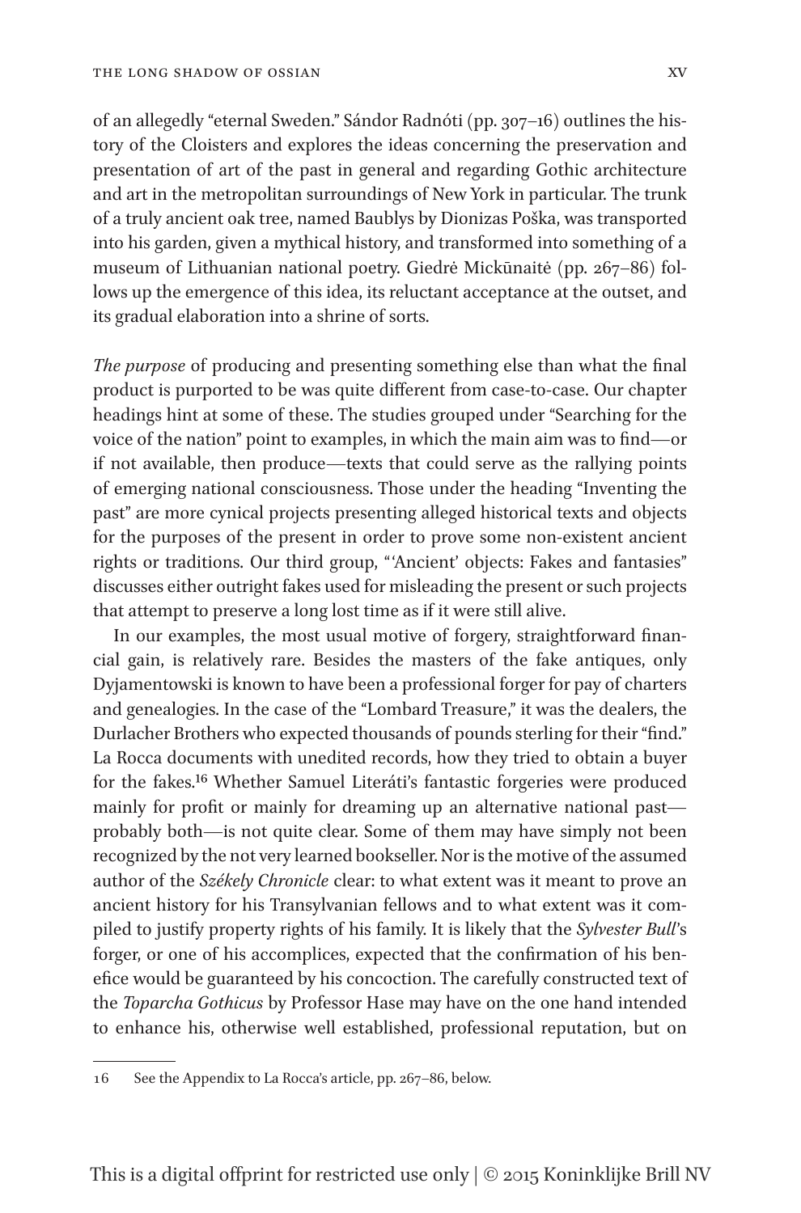of an allegedly "eternal Sweden." Sándor Radnóti (pp. 307–16) outlines the history of the Cloisters and explores the ideas concerning the preservation and presentation of art of the past in general and regarding Gothic architecture and art in the metropolitan surroundings of New York in particular. The trunk of a truly ancient oak tree, named Baublys by Dionizas Poška, was transported into his garden, given a mythical history, and transformed into something of a museum of Lithuanian national poetry. Giedrė Mickūnaitė (pp. 267–86) follows up the emergence of this idea, its reluctant acceptance at the outset, and its gradual elaboration into a shrine of sorts.

*The purpose* of producing and presenting something else than what the final product is purported to be was quite different from case-to-case. Our chapter headings hint at some of these. The studies grouped under "Searching for the voice of the nation" point to examples, in which the main aim was to find—or if not available, then produce—texts that could serve as the rallying points of emerging national consciousness. Those under the heading "Inventing the past" are more cynical projects presenting alleged historical texts and objects for the purposes of the present in order to prove some non-existent ancient rights or traditions. Our third group, "'Ancient' objects: Fakes and fantasies" discusses either outright fakes used for misleading the present or such projects that attempt to preserve a long lost time as if it were still alive.

In our examples, the most usual motive of forgery, straightforward financial gain, is relatively rare. Besides the masters of the fake antiques, only Dyjamentowski is known to have been a professional forger for pay of charters and genealogies. In the case of the "Lombard Treasure," it was the dealers, the Durlacher Brothers who expected thousands of pounds sterling for their "find." La Rocca documents with unedited records, how they tried to obtain a buyer for the fakes.[16] Whether Samuel Literáti's fantastic forgeries were produced mainly for profit or mainly for dreaming up an alternative national past—probably both—is not quite clear. Some of them may have simply not been recognized by the not very learned bookseller. Nor is the motive of the assumed author of the *Székely Chronicle* clear: to what extent was it meant to prove an ancient history for his Transylvanian fellows and to what extent was it compiled to justify property rights of his family. It is likely that the *Sylvester Bull*'s forger, or one of his accomplices, expected that the confirmation of his benefice would be guaranteed by his concoction. The carefully constructed text of the *Toparcha Gothicus* by Professor Hase may have on the one hand intended to enhance his, otherwise well established, professional reputation, but on

---

16 See the Appendix to La Rocca's article, pp. 267–86, below.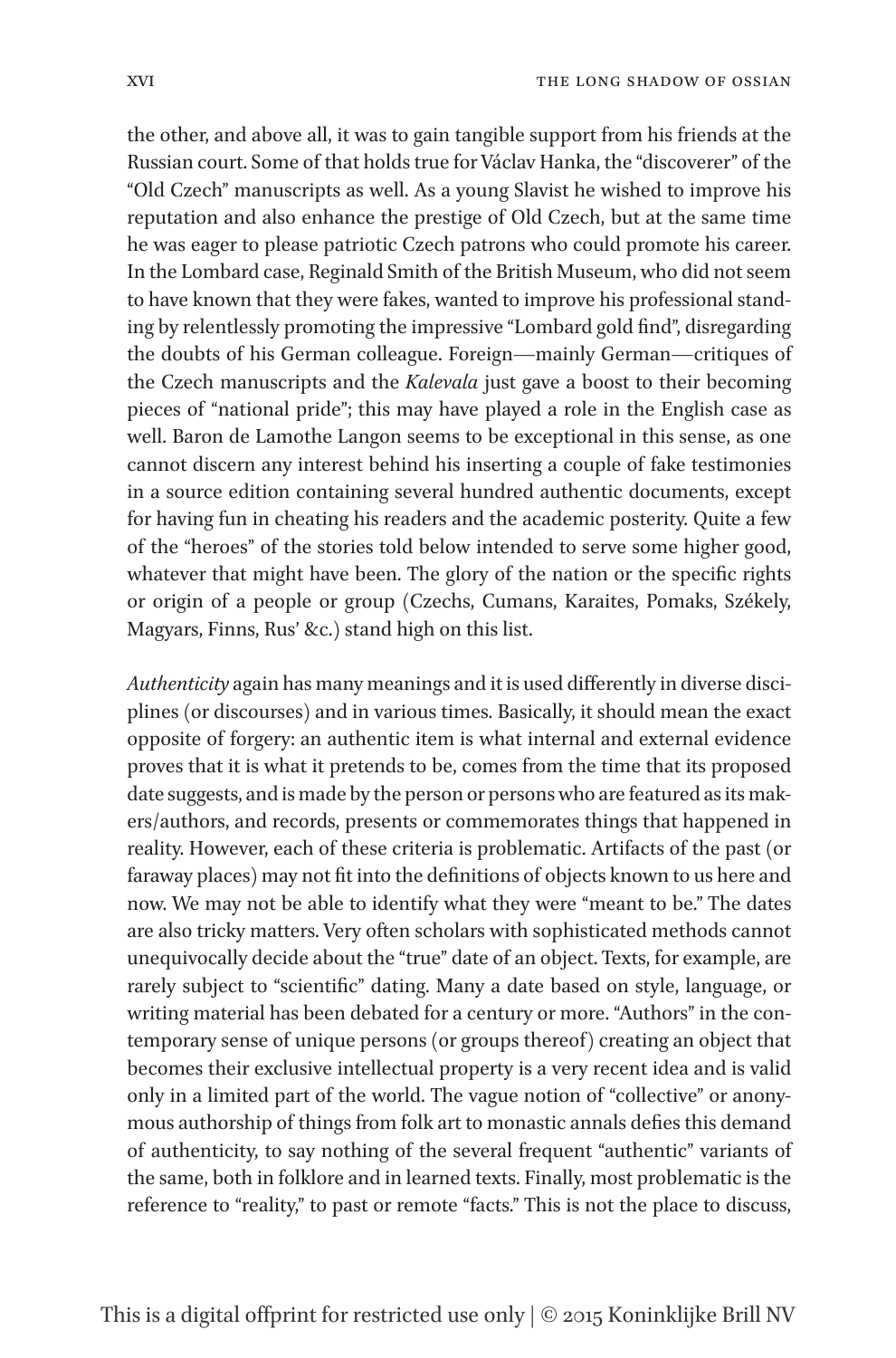the other, and above all, it was to gain tangible support from his friends at the Russian court. Some of that holds true for Václav Hanka, the "discoverer" of the "Old Czech" manuscripts as well. As a young Slavist he wished to improve his reputation and also enhance the prestige of Old Czech, but at the same time he was eager to please patriotic Czech patrons who could promote his career. In the Lombard case, Reginald Smith of the British Museum, who did not seem to have known that they were fakes, wanted to improve his professional standing by relentlessly promoting the impressive "Lombard gold find", disregarding the doubts of his German colleague. Foreign—mainly German—critiques of the Czech manuscripts and the *Kalevala* just gave a boost to their becoming pieces of "national pride"; this may have played a role in the English case as well. Baron de Lamothe Langon seems to be exceptional in this sense, as one cannot discern any interest behind his inserting a couple of fake testimonies in a source edition containing several hundred authentic documents, except for having fun in cheating his readers and the academic posterity. Quite a few of the "heroes" of the stories told below intended to serve some higher good, whatever that might have been. The glory of the nation or the specific rights or origin of a people or group (Czechs, Cumans, Karaites, Pomaks, Székely, Magyars, Finns, Rus' &c.) stand high on this list.

*Authenticity* again has many meanings and it is used differently in diverse disciplines (or discourses) and in various times. Basically, it should mean the exact opposite of forgery: an authentic item is what internal and external evidence proves that it is what it pretends to be, comes from the time that its proposed date suggests, and is made by the person or persons who are featured as its makers/authors, and records, presents or commemorates things that happened in reality. However, each of these criteria is problematic. Artifacts of the past (or faraway places) may not fit into the definitions of objects known to us here and now. We may not be able to identify what they were "meant to be." The dates are also tricky matters. Very often scholars with sophisticated methods cannot unequivocally decide about the "true" date of an object. Texts, for example, are rarely subject to "scientific" dating. Many a date based on style, language, or writing material has been debated for a century or more. "Authors" in the contemporary sense of unique persons (or groups thereof) creating an object that becomes their exclusive intellectual property is a very recent idea and is valid only in a limited part of the world. The vague notion of "collective" or anonymous authorship of things from folk art to monastic annals defies this demand of authenticity, to say nothing of the several frequent "authentic" variants of the same, both in folklore and in learned texts. Finally, most problematic is the reference to "reality," to past or remote "facts." This is not the place to discuss,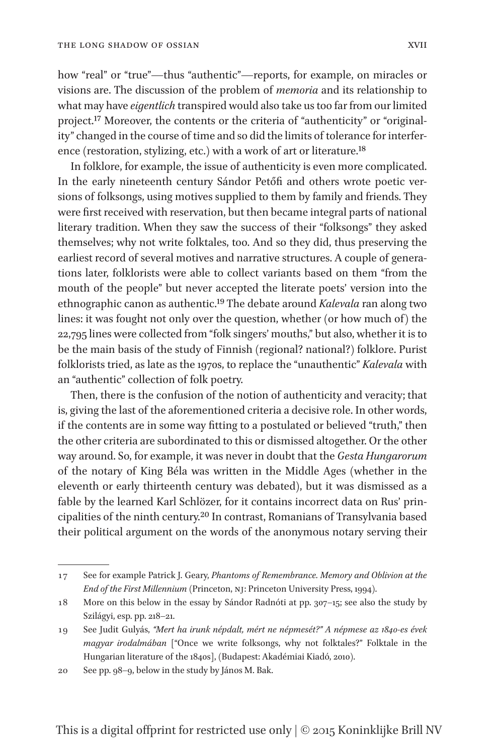how "real" or "true"—thus "authentic"—reports, for example, on miracles or visions are. The discussion of the problem of *memoria* and its relationship to what may have *eigentlich* transpired would also take us too far from our limited project.[17] Moreover, the contents or the criteria of "authenticity" or "originality" changed in the course of time and so did the limits of tolerance for interference (restoration, stylizing, etc.) with a work of art or literature.[18]

In folklore, for example, the issue of authenticity is even more complicated. In the early nineteenth century Sándor Petőfi and others wrote poetic versions of folksongs, using motives supplied to them by family and friends. They were first received with reservation, but then became integral parts of national literary tradition. When they saw the success of their "folksongs" they asked themselves; why not write folktales, too. And so they did, thus preserving the earliest record of several motives and narrative structures. A couple of generations later, folklorists were able to collect variants based on them "from the mouth of the people" but never accepted the literate poets' version into the ethnographic canon as authentic.[19] The debate around *Kalevala* ran along two lines: it was fought not only over the question, whether (or how much of) the 22,795 lines were collected from "folk singers' mouths," but also, whether it is to be the main basis of the study of Finnish (regional? national?) folklore. Purist folklorists tried, as late as the 1970s, to replace the "unauthentic" *Kalevala* with an "authentic" collection of folk poetry.

Then, there is the confusion of the notion of authenticity and veracity; that is, giving the last of the aforementioned criteria a decisive role. In other words, if the contents are in some way fitting to a postulated or believed "truth," then the other criteria are subordinated to this or dismissed altogether. Or the other way around. So, for example, it was never in doubt that the *Gesta Hungarorum* of the notary of King Béla was written in the Middle Ages (whether in the eleventh or early thirteenth century was debated), but it was dismissed as a fable by the learned Karl Schlözer, for it contains incorrect data on Rus' principalities of the ninth century.[20] In contrast, Romanians of Transylvania based their political argument on the words of the anonymous notary serving their

---

17 See for example Patrick J. Geary, *Phantoms of Remembrance. Memory and Oblivion at the End of the First Millennium* (Princeton, NJ: Princeton University Press, 1994).

18 More on this below in the essay by Sándor Radnóti at pp. 307–15; see also the study by Szilágyi, esp. pp. 218–21.

19 See Judit Gulyás, *"Mert ha irunk népdalt, mért ne népmesét?" A népmese az 1840-es évek magyar irodalmában* ["Once we write folksongs, why not folktales?" Folktale in the Hungarian literature of the 1840s], (Budapest: Akadémiai Kiadó, 2010).

20 See pp. 98–9, below in the study by János M. Bak.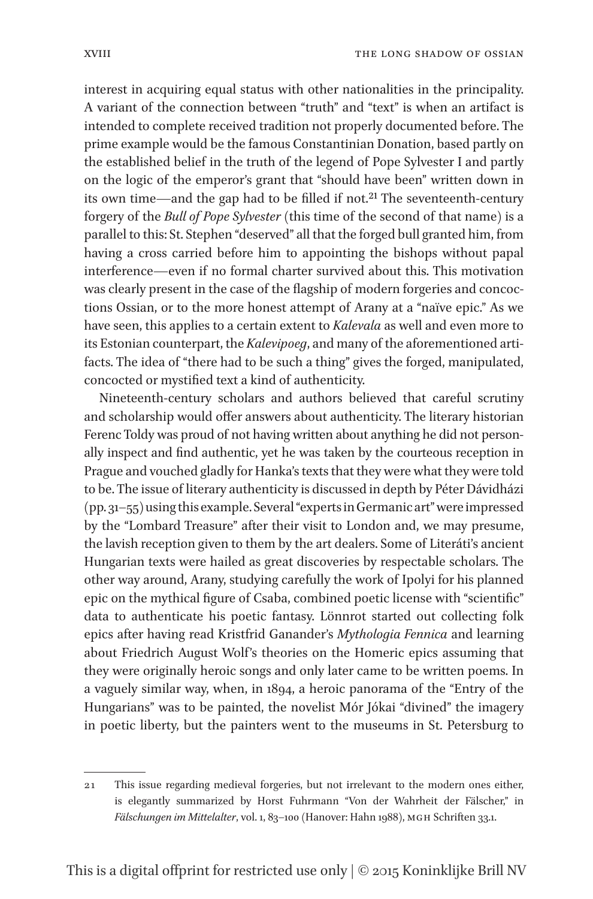interest in acquiring equal status with other nationalities in the principality. A variant of the connection between "truth" and "text" is when an artifact is intended to complete received tradition not properly documented before. The prime example would be the famous Constantinian Donation, based partly on the established belief in the truth of the legend of Pope Sylvester I and partly on the logic of the emperor's grant that "should have been" written down in its own time—and the gap had to be filled if not.[21] The seventeenth-century forgery of the *Bull of Pope Sylvester* (this time of the second of that name) is a parallel to this: St. Stephen "deserved" all that the forged bull granted him, from having a cross carried before him to appointing the bishops without papal interference—even if no formal charter survived about this. This motivation was clearly present in the case of the flagship of modern forgeries and concoctions Ossian, or to the more honest attempt of Arany at a "naïve epic." As we have seen, this applies to a certain extent to *Kalevala* as well and even more to its Estonian counterpart, the *Kalevipoeg*, and many of the aforementioned artifacts. The idea of "there had to be such a thing" gives the forged, manipulated, concocted or mystified text a kind of authenticity.

Nineteenth-century scholars and authors believed that careful scrutiny and scholarship would offer answers about authenticity. The literary historian Ferenc Toldy was proud of not having written about anything he did not personally inspect and find authentic, yet he was taken by the courteous reception in Prague and vouched gladly for Hanka's texts that they were what they were told to be. The issue of literary authenticity is discussed in depth by Péter Dávidházi (pp. 31–55) using this example. Several "experts in Germanic art" were impressed by the "Lombard Treasure" after their visit to London and, we may presume, the lavish reception given to them by the art dealers. Some of Literáti's ancient Hungarian texts were hailed as great discoveries by respectable scholars. The other way around, Arany, studying carefully the work of Ipolyi for his planned epic on the mythical figure of Csaba, combined poetic license with "scientific" data to authenticate his poetic fantasy. Lönnrot started out collecting folk epics after having read Kristfrid Ganander's *Mythologia Fennica* and learning about Friedrich August Wolf's theories on the Homeric epics assuming that they were originally heroic songs and only later came to be written poems. In a vaguely similar way, when, in 1894, a heroic panorama of the "Entry of the Hungarians" was to be painted, the novelist Mór Jókai "divined" the imagery in poetic liberty, but the painters went to the museums in St. Petersburg to

---

21 This issue regarding medieval forgeries, but not irrelevant to the modern ones either, is elegantly summarized by Horst Fuhrmann "Von der Wahrheit der Fälscher," in *Fälschungen im Mittelalter*, vol. 1, 83–100 (Hanover: Hahn 1988), MGH Schriften 33.1.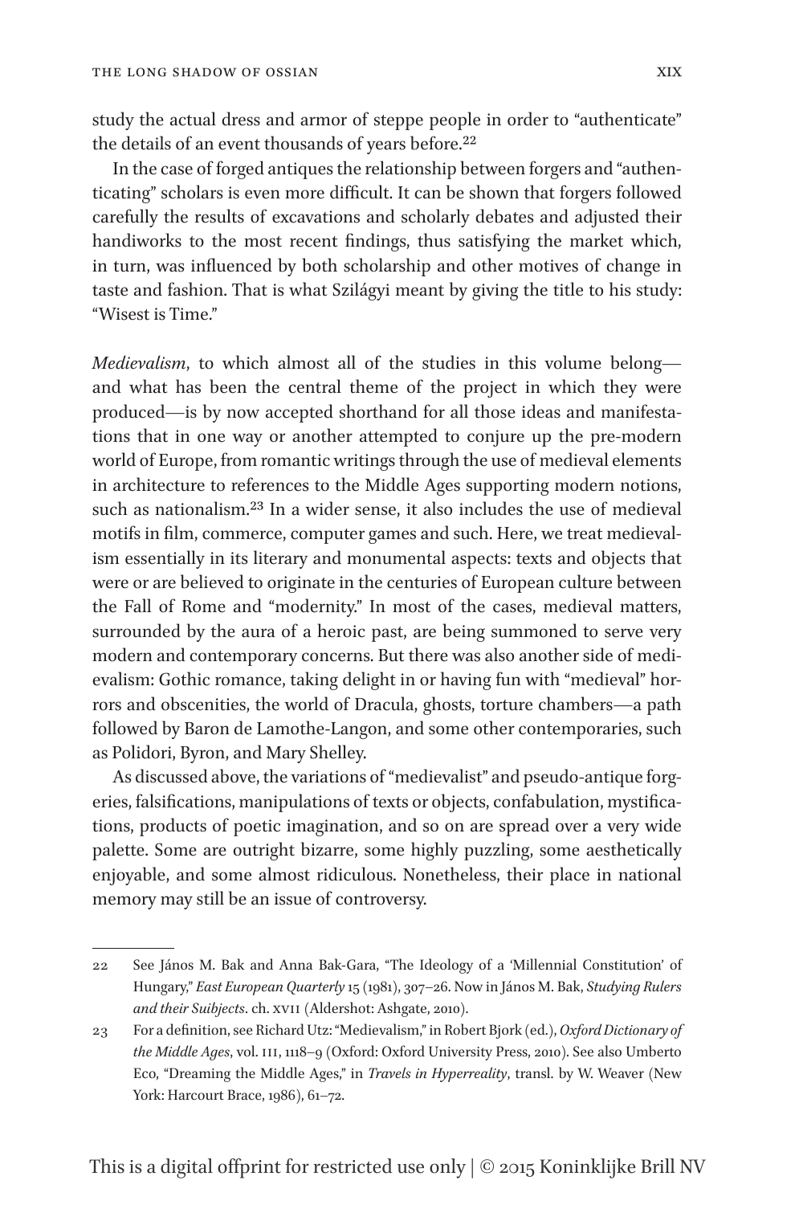study the actual dress and armor of steppe people in order to "authenticate" the details of an event thousands of years before.[22]

In the case of forged antiques the relationship between forgers and "authenticating" scholars is even more difficult. It can be shown that forgers followed carefully the results of excavations and scholarly debates and adjusted their handiworks to the most recent findings, thus satisfying the market which, in turn, was influenced by both scholarship and other motives of change in taste and fashion. That is what Szilágyi meant by giving the title to his study: "Wisest is Time."

*Medievalism*, to which almost all of the studies in this volume belong—and what has been the central theme of the project in which they were produced—is by now accepted shorthand for all those ideas and manifestations that in one way or another attempted to conjure up the pre-modern world of Europe, from romantic writings through the use of medieval elements in architecture to references to the Middle Ages supporting modern notions, such as nationalism.[23] In a wider sense, it also includes the use of medieval motifs in film, commerce, computer games and such. Here, we treat medievalism essentially in its literary and monumental aspects: texts and objects that were or are believed to originate in the centuries of European culture between the Fall of Rome and "modernity." In most of the cases, medieval matters, surrounded by the aura of a heroic past, are being summoned to serve very modern and contemporary concerns. But there was also another side of medievalism: Gothic romance, taking delight in or having fun with "medieval" horrors and obscenities, the world of Dracula, ghosts, torture chambers—a path followed by Baron de Lamothe-Langon, and some other contemporaries, such as Polidori, Byron, and Mary Shelley.

As discussed above, the variations of "medievalist" and pseudo-antique forgeries, falsifications, manipulations of texts or objects, confabulation, mystifications, products of poetic imagination, and so on are spread over a very wide palette. Some are outright bizarre, some highly puzzling, some aesthetically enjoyable, and some almost ridiculous. Nonetheless, their place in national memory may still be an issue of controversy.

---

22 See János M. Bak and Anna Bak-Gara, "The Ideology of a 'Millennial Constitution' of Hungary," *East European Quarterly* 15 (1981), 307–26. Now in János M. Bak, *Studying Rulers and their Suibjects*. ch. XVII (Aldershot: Ashgate, 2010).

23 For a definition, see Richard Utz: "Medievalism," in Robert Bjork (ed.), *Oxford Dictionary of the Middle Ages*, vol. III, 1118–9 (Oxford: Oxford University Press, 2010). See also Umberto Eco, "Dreaming the Middle Ages," in *Travels in Hyperreality*, transl. by W. Weaver (New York: Harcourt Brace, 1986), 61–72.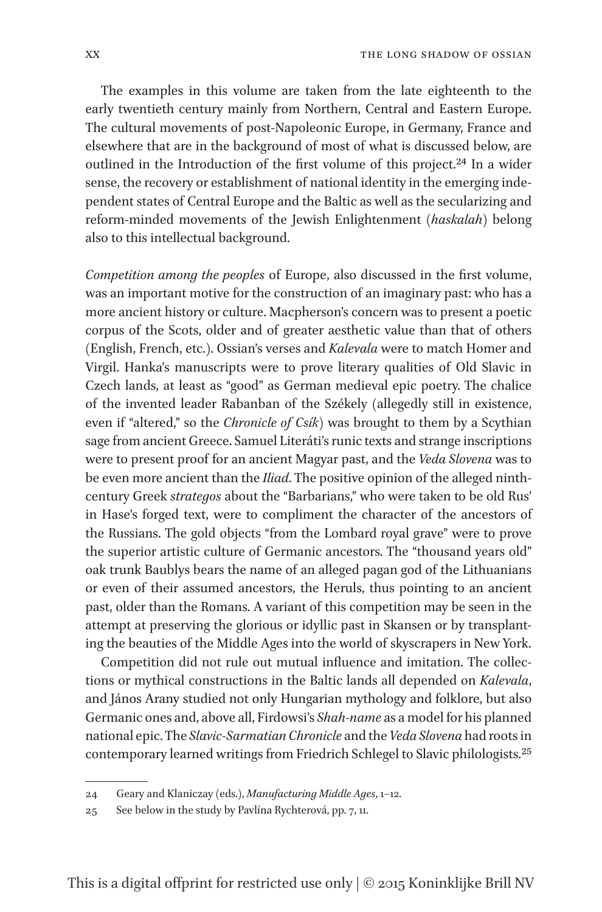The examples in this volume are taken from the late eighteenth to the early twentieth century mainly from Northern, Central and Eastern Europe. The cultural movements of post-Napoleonic Europe, in Germany, France and elsewhere that are in the background of most of what is discussed below, are outlined in the Introduction of the first volume of this project.[24] In a wider sense, the recovery or establishment of national identity in the emerging independent states of Central Europe and the Baltic as well as the secularizing and reform-minded movements of the Jewish Enlightenment (*haskalah*) belong also to this intellectual background.

*Competition among the peoples* of Europe, also discussed in the first volume, was an important motive for the construction of an imaginary past: who has a more ancient history or culture. Macpherson's concern was to present a poetic corpus of the Scots, older and of greater aesthetic value than that of others (English, French, etc.). Ossian's verses and *Kalevala* were to match Homer and Virgil. Hanka's manuscripts were to prove literary qualities of Old Slavic in Czech lands, at least as "good" as German medieval epic poetry. The chalice of the invented leader Rabanban of the Székely (allegedly still in existence, even if "altered," so the *Chronicle of Csík*) was brought to them by a Scythian sage from ancient Greece. Samuel Literáti's runic texts and strange inscriptions were to present proof for an ancient Magyar past, and the *Veda Slovena* was to be even more ancient than the *Iliad*. The positive opinion of the alleged ninth-century Greek *strategos* about the "Barbarians," who were taken to be old Rus' in Hase's forged text, were to compliment the character of the ancestors of the Russians. The gold objects "from the Lombard royal grave" were to prove the superior artistic culture of Germanic ancestors. The "thousand years old" oak trunk Baublys bears the name of an alleged pagan god of the Lithuanians or even of their assumed ancestors, the Heruls, thus pointing to an ancient past, older than the Romans. A variant of this competition may be seen in the attempt at preserving the glorious or idyllic past in Skansen or by transplanting the beauties of the Middle Ages into the world of skyscrapers in New York.

Competition did not rule out mutual influence and imitation. The collections or mythical constructions in the Baltic lands all depended on *Kalevala*, and János Arany studied not only Hungarian mythology and folklore, but also Germanic ones and, above all, Firdowsi's *Shah-name* as a model for his planned national epic. The *Slavic-Sarmatian Chronicle* and the *Veda Slovena* had roots in contemporary learned writings from Friedrich Schlegel to Slavic philologists.[25]

---

24 Geary and Klaniczay (eds.), *Manufacturing Middle Ages*, 1–12.

25 See below in the study by Pavlína Rychterová, pp. 7, 11.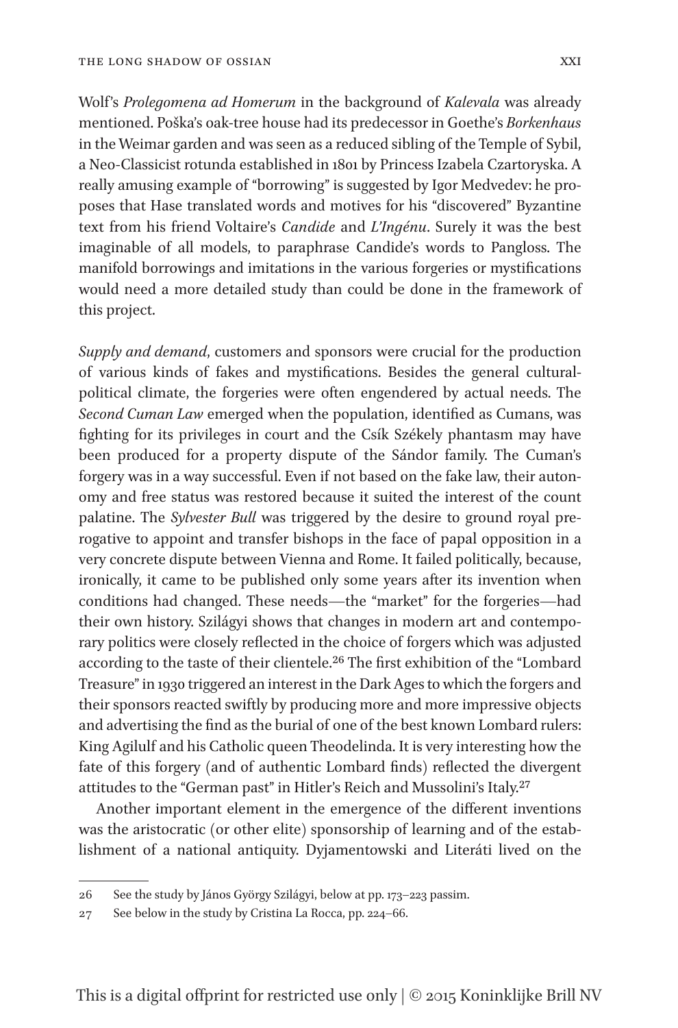Wolf's *Prolegomena ad Homerum* in the background of *Kalevala* was already mentioned. Poška's oak-tree house had its predecessor in Goethe's *Borkenhaus* in the Weimar garden and was seen as a reduced sibling of the Temple of Sybil, a Neo-Classicist rotunda established in 1801 by Princess Izabela Czartoryska. A really amusing example of "borrowing" is suggested by Igor Medvedev: he proposes that Hase translated words and motives for his "discovered" Byzantine text from his friend Voltaire's *Candide* and *L'Ingénu*. Surely it was the best imaginable of all models, to paraphrase Candide's words to Pangloss. The manifold borrowings and imitations in the various forgeries or mystifications would need a more detailed study than could be done in the framework of this project.

*Supply and demand*, customers and sponsors were crucial for the production of various kinds of fakes and mystifications. Besides the general cultural-political climate, the forgeries were often engendered by actual needs. The *Second Cuman Law* emerged when the population, identified as Cumans, was fighting for its privileges in court and the Csík Székely phantasm may have been produced for a property dispute of the Sándor family. The Cuman's forgery was in a way successful. Even if not based on the fake law, their autonomy and free status was restored because it suited the interest of the count palatine. The *Sylvester Bull* was triggered by the desire to ground royal prerogative to appoint and transfer bishops in the face of papal opposition in a very concrete dispute between Vienna and Rome. It failed politically, because, ironically, it came to be published only some years after its invention when conditions had changed. These needs—the "market" for the forgeries—had their own history. Szilágyi shows that changes in modern art and contemporary politics were closely reflected in the choice of forgers which was adjusted according to the taste of their clientele.[26] The first exhibition of the "Lombard Treasure" in 1930 triggered an interest in the Dark Ages to which the forgers and their sponsors reacted swiftly by producing more and more impressive objects and advertising the find as the burial of one of the best known Lombard rulers: King Agilulf and his Catholic queen Theodelinda. It is very interesting how the fate of this forgery (and of authentic Lombard finds) reflected the divergent attitudes to the "German past" in Hitler's Reich and Mussolini's Italy.[27]

Another important element in the emergence of the different inventions was the aristocratic (or other elite) sponsorship of learning and of the establishment of a national antiquity. Dyjamentowski and Literáti lived on the

---

26 See the study by János György Szilágyi, below at pp. 173–223 passim.

27 See below in the study by Cristina La Rocca, pp. 224–66.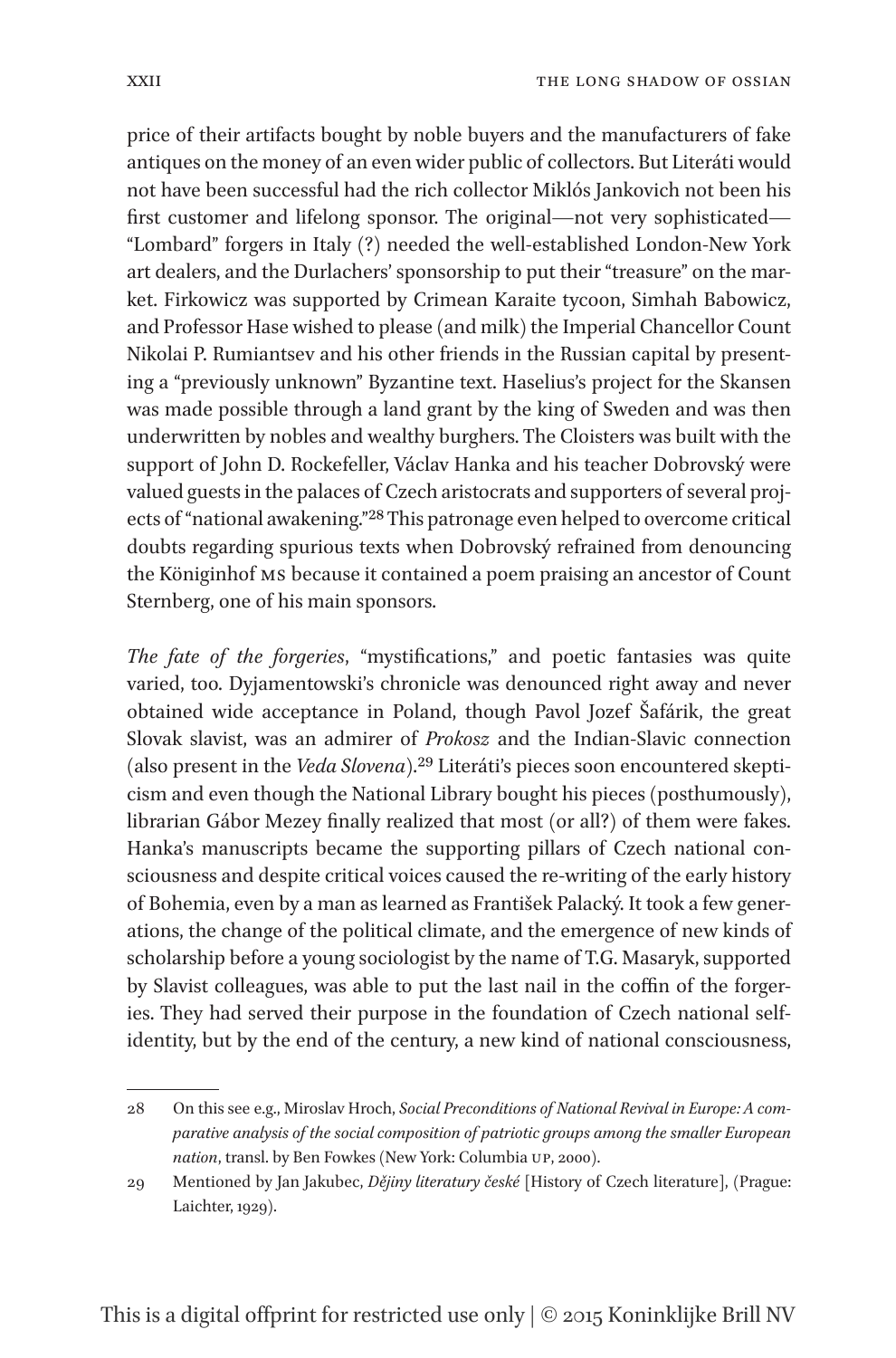price of their artifacts bought by noble buyers and the manufacturers of fake antiques on the money of an even wider public of collectors. But Literáti would not have been successful had the rich collector Miklós Jankovich not been his first customer and lifelong sponsor. The original—not very sophisticated—"Lombard" forgers in Italy (?) needed the well-established London-New York art dealers, and the Durlachers' sponsorship to put their "treasure" on the market. Firkowicz was supported by Crimean Karaite tycoon, Simhah Babowicz, and Professor Hase wished to please (and milk) the Imperial Chancellor Count Nikolai P. Rumiantsev and his other friends in the Russian capital by presenting a "previously unknown" Byzantine text. Haselius's project for the Skansen was made possible through a land grant by the king of Sweden and was then underwritten by nobles and wealthy burghers. The Cloisters was built with the support of John D. Rockefeller, Václav Hanka and his teacher Dobrovský were valued guests in the palaces of Czech aristocrats and supporters of several projects of "national awakening."[28] This patronage even helped to overcome critical doubts regarding spurious texts when Dobrovský refrained from denouncing the Königinhof MS because it contained a poem praising an ancestor of Count Sternberg, one of his main sponsors.

*The fate of the forgeries*, "mystifications," and poetic fantasies was quite varied, too. Dyjamentowski's chronicle was denounced right away and never obtained wide acceptance in Poland, though Pavol Jozef Šafárik, the great Slovak slavist, was an admirer of *Prokosz* and the Indian-Slavic connection (also present in the *Veda Slovena*).[29] Literáti's pieces soon encountered skepticism and even though the National Library bought his pieces (posthumously), librarian Gábor Mezey finally realized that most (or all?) of them were fakes. Hanka's manuscripts became the supporting pillars of Czech national consciousness and despite critical voices caused the re-writing of the early history of Bohemia, even by a man as learned as František Palacký. It took a few generations, the change of the political climate, and the emergence of new kinds of scholarship before a young sociologist by the name of T.G. Masaryk, supported by Slavist colleagues, was able to put the last nail in the coffin of the forgeries. They had served their purpose in the foundation of Czech national self-identity, but by the end of the century, a new kind of national consciousness,

28 On this see e.g., Miroslav Hroch, *Social Preconditions of National Revival in Europe: A comparative analysis of the social composition of patriotic groups among the smaller European nation*, transl. by Ben Fowkes (New York: Columbia UP, 2000).

29 Mentioned by Jan Jakubec, *Dějiny literatury české* [History of Czech literature], (Prague: Laichter, 1929).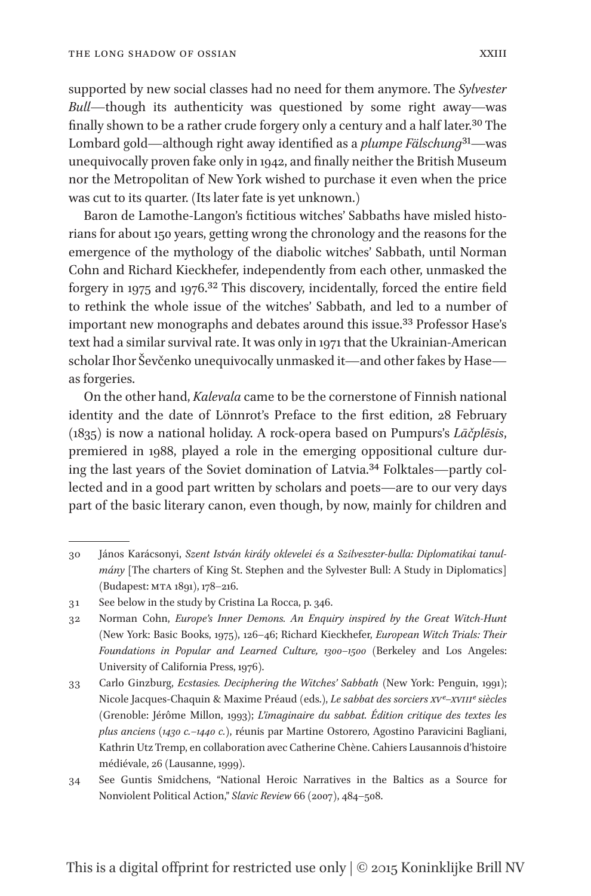supported by new social classes had no need for them anymore. The *Sylvester Bull*—though its authenticity was questioned by some right away—was finally shown to be a rather crude forgery only a century and a half later.[30] The Lombard gold—although right away identified as a *plumpe Fälschung*[31]—was unequivocally proven fake only in 1942, and finally neither the British Museum nor the Metropolitan of New York wished to purchase it even when the price was cut to its quarter. (Its later fate is yet unknown.)

Baron de Lamothe-Langon's fictitious witches' Sabbaths have misled historians for about 150 years, getting wrong the chronology and the reasons for the emergence of the mythology of the diabolic witches' Sabbath, until Norman Cohn and Richard Kieckhefer, independently from each other, unmasked the forgery in 1975 and 1976.[32] This discovery, incidentally, forced the entire field to rethink the whole issue of the witches' Sabbath, and led to a number of important new monographs and debates around this issue.[33] Professor Hase's text had a similar survival rate. It was only in 1971 that the Ukrainian-American scholar Ihor Ševčenko unequivocally unmasked it—and other fakes by Hase—as forgeries.

On the other hand, *Kalevala* came to be the cornerstone of Finnish national identity and the date of Lönnrot's Preface to the first edition, 28 February (1835) is now a national holiday. A rock-opera based on Pumpurs's *Lāčplēsis*, premiered in 1988, played a role in the emerging oppositional culture during the last years of the Soviet domination of Latvia.[34] Folktales—partly collected and in a good part written by scholars and poets—are to our very days part of the basic literary canon, even though, by now, mainly for children and

---

30 János Karácsonyi, *Szent István király oklevelei és a Szilveszter-bulla: Diplomatikai tanulmány* [The charters of King St. Stephen and the Sylvester Bull: A Study in Diplomatics] (Budapest: MTA 1891), 178–216.

31 See below in the study by Cristina La Rocca, p. 346.

32 Norman Cohn, *Europe's Inner Demons. An Enquiry inspired by the Great Witch-Hunt* (New York: Basic Books, 1975), 126–46; Richard Kieckhefer, *European Witch Trials: Their Foundations in Popular and Learned Culture, 1300–1500* (Berkeley and Los Angeles: University of California Press, 1976).

33 Carlo Ginzburg, *Ecstasies. Deciphering the Witches' Sabbath* (New York: Penguin, 1991); Nicole Jacques-Chaquin & Maxime Préaud (eds.), *Le sabbat des sorciers XV*e*–XVIII*e *siècles* (Grenoble: Jérôme Millon, 1993); *L'imaginaire du sabbat. Édition critique des textes les plus anciens (1430 c.–1440 c.)*, réunis par Martine Ostorero, Agostino Paravicini Bagliani, Kathrin Utz Tremp, en collaboration avec Catherine Chène. Cahiers Lausannois d'histoire médiévale, 26 (Lausanne, 1999).

34 See Guntis Smidchens, "National Heroic Narratives in the Baltics as a Source for Nonviolent Political Action," *Slavic Review* 66 (2007), 484–508.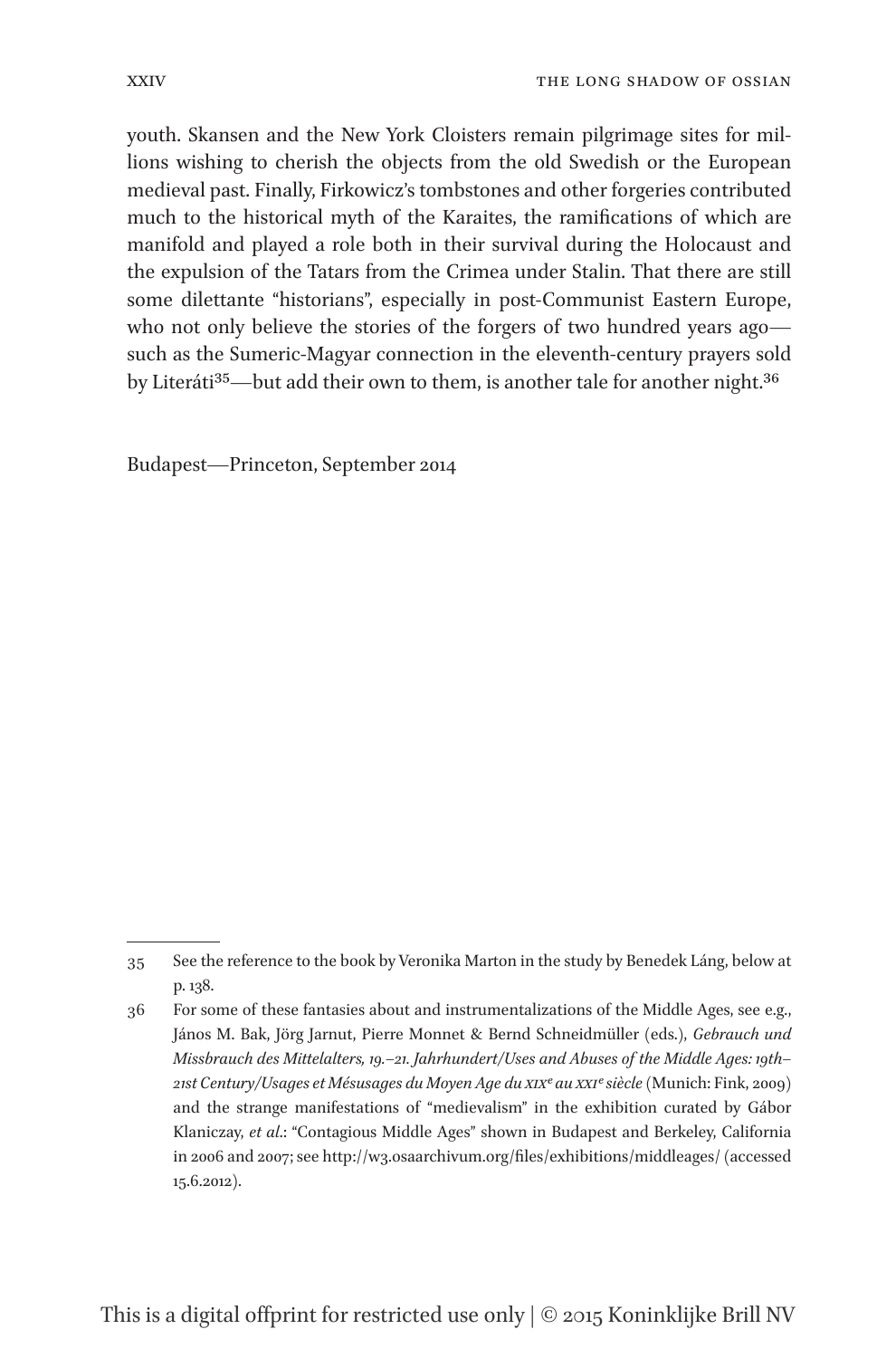youth. Skansen and the New York Cloisters remain pilgrimage sites for millions wishing to cherish the objects from the old Swedish or the European medieval past. Finally, Firkowicz's tombstones and other forgeries contributed much to the historical myth of the Karaites, the ramifications of which are manifold and played a role both in their survival during the Holocaust and the expulsion of the Tatars from the Crimea under Stalin. That there are still some dilettante "historians", especially in post-Communist Eastern Europe, who not only believe the stories of the forgers of two hundred years ago—such as the Sumeric-Magyar connection in the eleventh-century prayers sold by Literáti[35]—but add their own to them, is another tale for another night.[36]

Budapest—Princeton, September 2014

---

35 See the reference to the book by Veronika Marton in the study by Benedek Láng, below at p. 138.

36 For some of these fantasies about and instrumentalizations of the Middle Ages, see e.g., János M. Bak, Jörg Jarnut, Pierre Monnet & Bernd Schneidmüller (eds.), *Gebrauch und Missbrauch des Mittelalters, 19.–21. Jahrhundert/Uses and Abuses of the Middle Ages: 19th–21st Century/Usages et Mésusages du Moyen Age du XIXe au XXIe siècle* (Munich: Fink, 2009) and the strange manifestations of "medievalism" in the exhibition curated by Gábor Klaniczay, *et al.*: "Contagious Middle Ages" shown in Budapest and Berkeley, California in 2006 and 2007; see http://w3.osaarchivum.org/files/exhibitions/middleages/ (accessed 15.6.2012).